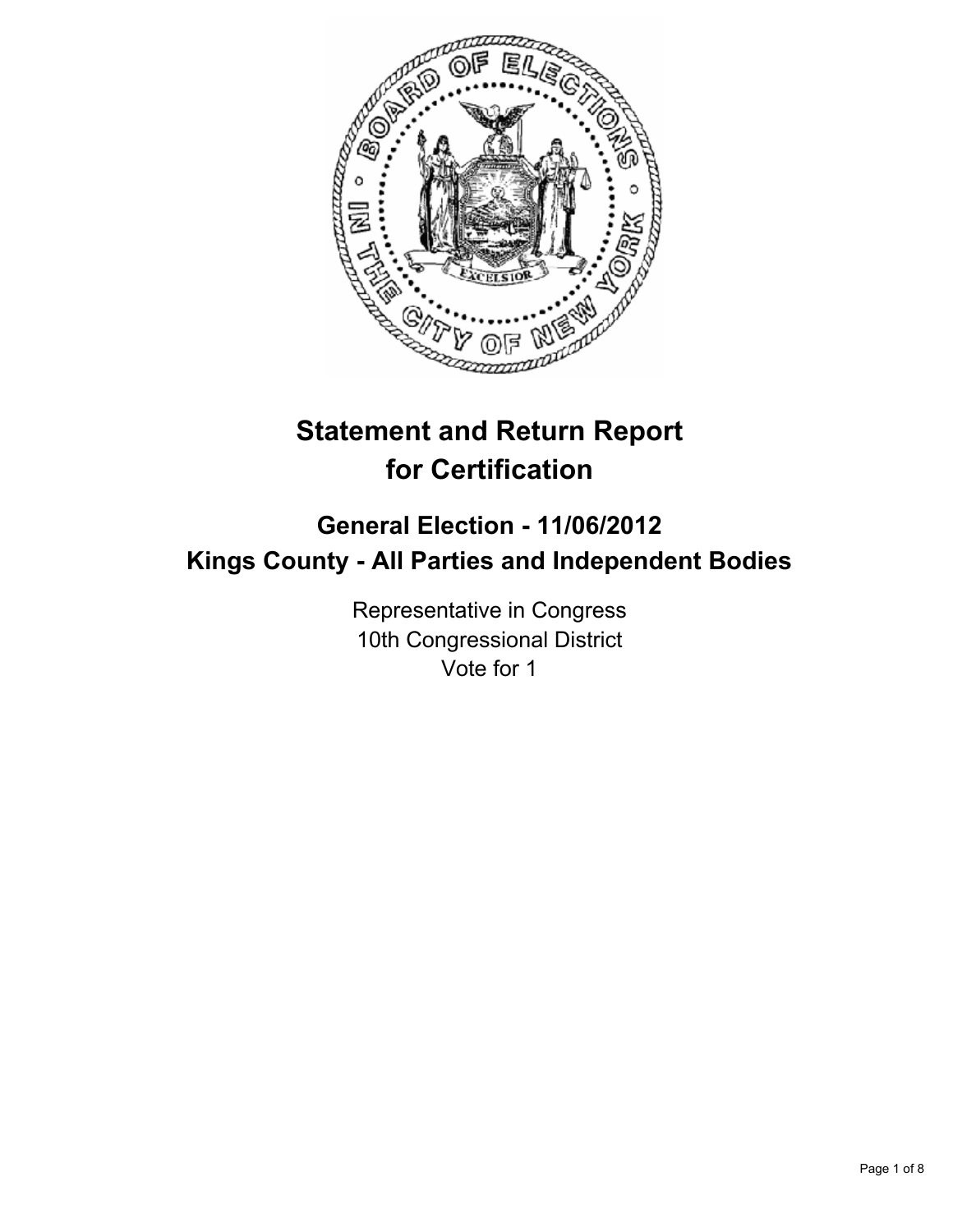# Statement and Return Report for Certification

## General Election - 11/06/2012
## Kings County - All Parties and Independent Bodies

Representative in Congress
10th Congressional District
Vote for 1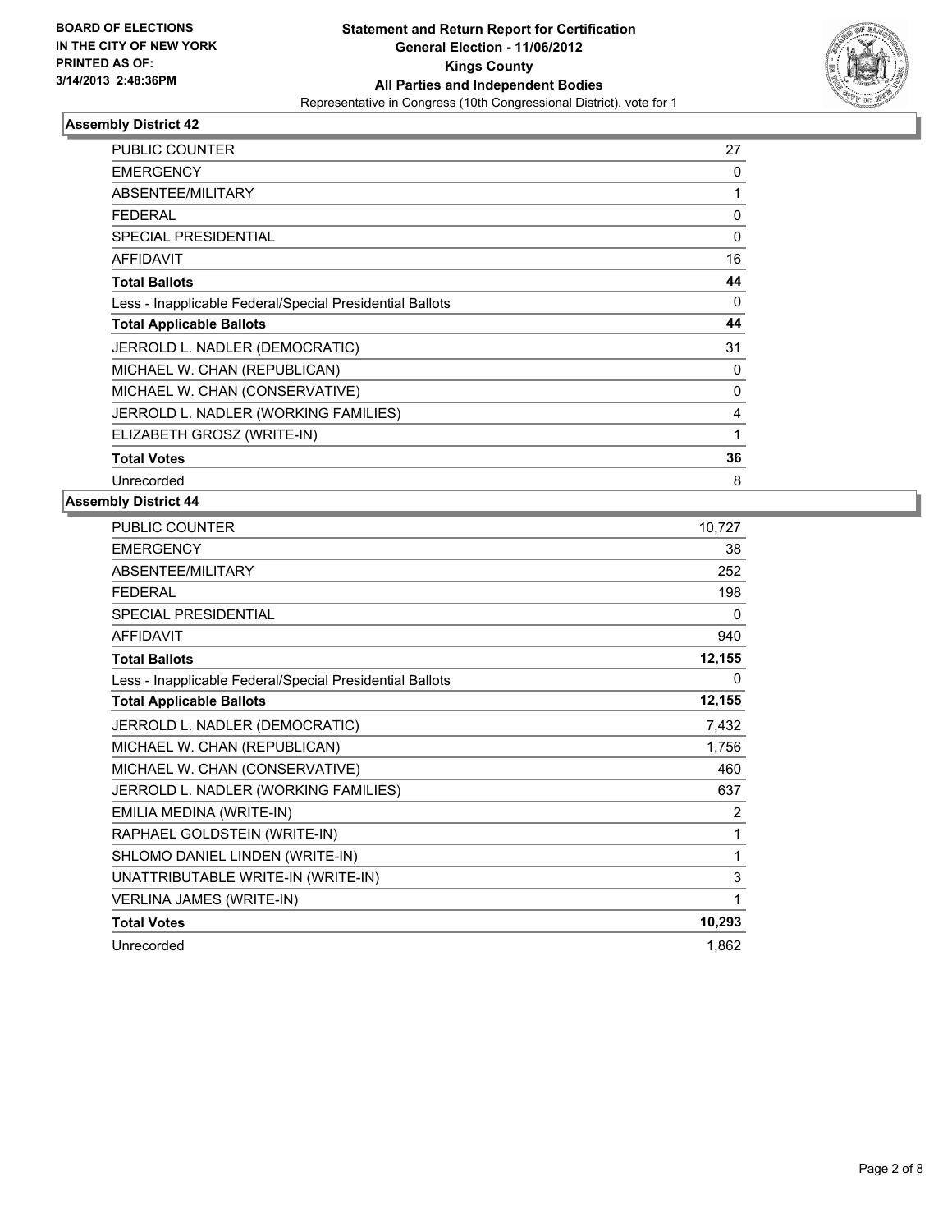**BOARD OF ELECTIONS IN THE CITY OF NEW YORK PRINTED AS OF: 3/14/2013 2:48:36PM**

**Statement and Return Report for Certification**
**General Election - 11/06/2012**
**Kings County**
**All Parties and Independent Bodies**
Representative in Congress (10th Congressional District), vote for 1

### Assembly District 42

| | |
|---|---|
| PUBLIC COUNTER | 27 |
| EMERGENCY | 0 |
| ABSENTEE/MILITARY | 1 |
| FEDERAL | 0 |
| SPECIAL PRESIDENTIAL | 0 |
| AFFIDAVIT | 16 |
| **Total Ballots** | **44** |
| Less - Inapplicable Federal/Special Presidential Ballots | 0 |
| **Total Applicable Ballots** | **44** |
| JERROLD L. NADLER (DEMOCRATIC) | 31 |
| MICHAEL W. CHAN (REPUBLICAN) | 0 |
| MICHAEL W. CHAN (CONSERVATIVE) | 0 |
| JERROLD L. NADLER (WORKING FAMILIES) | 4 |
| ELIZABETH GROSZ (WRITE-IN) | 1 |
| **Total Votes** | **36** |
| Unrecorded | 8 |

### Assembly District 44

| | |
|---|---|
| PUBLIC COUNTER | 10,727 |
| EMERGENCY | 38 |
| ABSENTEE/MILITARY | 252 |
| FEDERAL | 198 |
| SPECIAL PRESIDENTIAL | 0 |
| AFFIDAVIT | 940 |
| **Total Ballots** | **12,155** |
| Less - Inapplicable Federal/Special Presidential Ballots | 0 |
| **Total Applicable Ballots** | **12,155** |
| JERROLD L. NADLER (DEMOCRATIC) | 7,432 |
| MICHAEL W. CHAN (REPUBLICAN) | 1,756 |
| MICHAEL W. CHAN (CONSERVATIVE) | 460 |
| JERROLD L. NADLER (WORKING FAMILIES) | 637 |
| EMILIA MEDINA (WRITE-IN) | 2 |
| RAPHAEL GOLDSTEIN (WRITE-IN) | 1 |
| SHLOMO DANIEL LINDEN (WRITE-IN) | 1 |
| UNATTRIBUTABLE WRITE-IN (WRITE-IN) | 3 |
| VERLINA JAMES (WRITE-IN) | 1 |
| **Total Votes** | **10,293** |
| Unrecorded | 1,862 |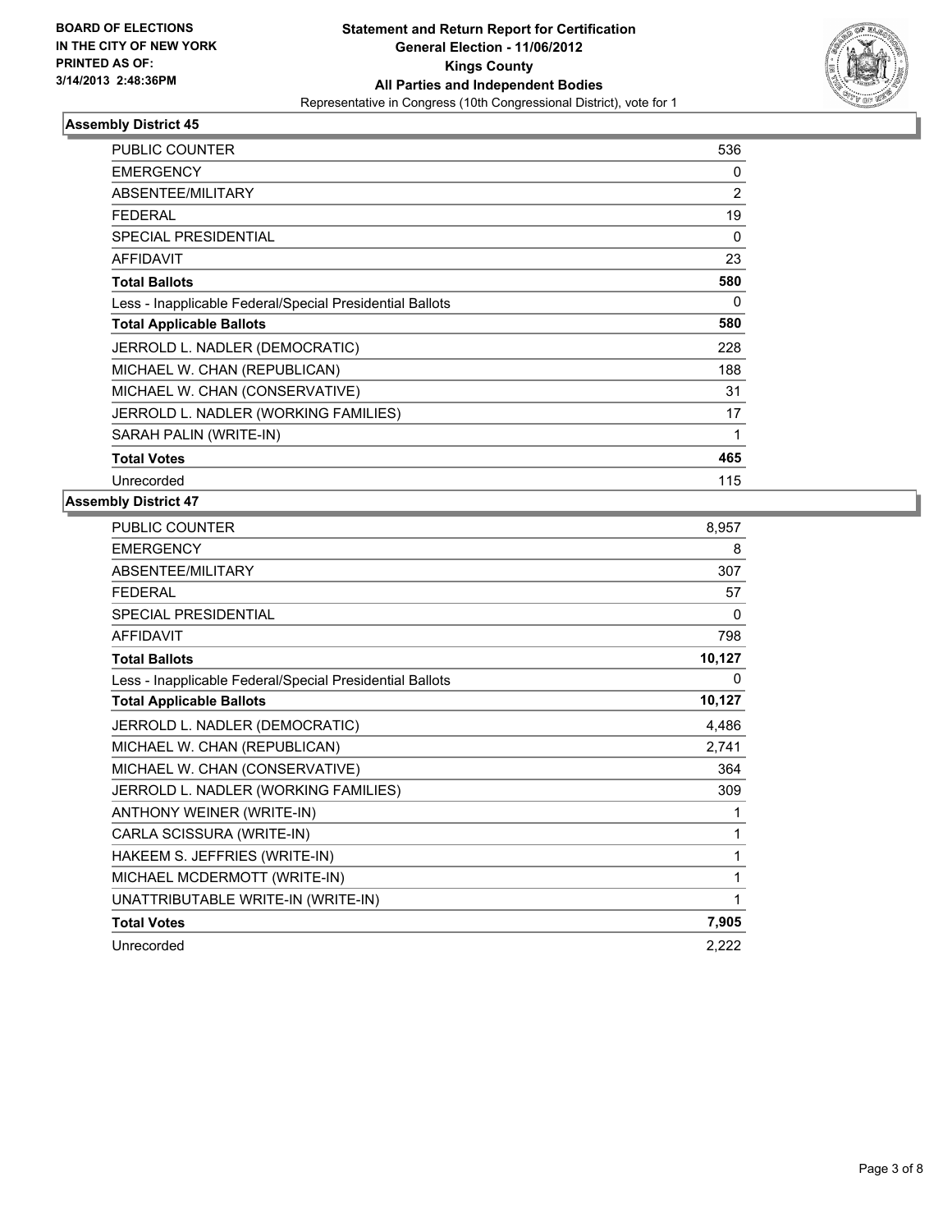BOARD OF ELECTIONS
IN THE CITY OF NEW YORK
PRINTED AS OF:
3/14/2013 2:48:36PM

**Statement and Return Report for Certification**
**General Election - 11/06/2012**
**Kings County**
**All Parties and Independent Bodies**
Representative in Congress (10th Congressional District), vote for 1

### Assembly District 45

| | |
|---|---|
| PUBLIC COUNTER | 536 |
| EMERGENCY | 0 |
| ABSENTEE/MILITARY | 2 |
| FEDERAL | 19 |
| SPECIAL PRESIDENTIAL | 0 |
| AFFIDAVIT | 23 |
| **Total Ballots** | **580** |
| Less - Inapplicable Federal/Special Presidential Ballots | 0 |
| **Total Applicable Ballots** | **580** |
| JERROLD L. NADLER (DEMOCRATIC) | 228 |
| MICHAEL W. CHAN (REPUBLICAN) | 188 |
| MICHAEL W. CHAN (CONSERVATIVE) | 31 |
| JERROLD L. NADLER (WORKING FAMILIES) | 17 |
| SARAH PALIN (WRITE-IN) | 1 |
| **Total Votes** | **465** |
| Unrecorded | 115 |

### Assembly District 47

| | |
|---|---|
| PUBLIC COUNTER | 8,957 |
| EMERGENCY | 8 |
| ABSENTEE/MILITARY | 307 |
| FEDERAL | 57 |
| SPECIAL PRESIDENTIAL | 0 |
| AFFIDAVIT | 798 |
| **Total Ballots** | **10,127** |
| Less - Inapplicable Federal/Special Presidential Ballots | 0 |
| **Total Applicable Ballots** | **10,127** |
| JERROLD L. NADLER (DEMOCRATIC) | 4,486 |
| MICHAEL W. CHAN (REPUBLICAN) | 2,741 |
| MICHAEL W. CHAN (CONSERVATIVE) | 364 |
| JERROLD L. NADLER (WORKING FAMILIES) | 309 |
| ANTHONY WEINER (WRITE-IN) | 1 |
| CARLA SCISSURA (WRITE-IN) | 1 |
| HAKEEM S. JEFFRIES (WRITE-IN) | 1 |
| MICHAEL MCDERMOTT (WRITE-IN) | 1 |
| UNATTRIBUTABLE WRITE-IN (WRITE-IN) | 1 |
| **Total Votes** | **7,905** |
| Unrecorded | 2,222 |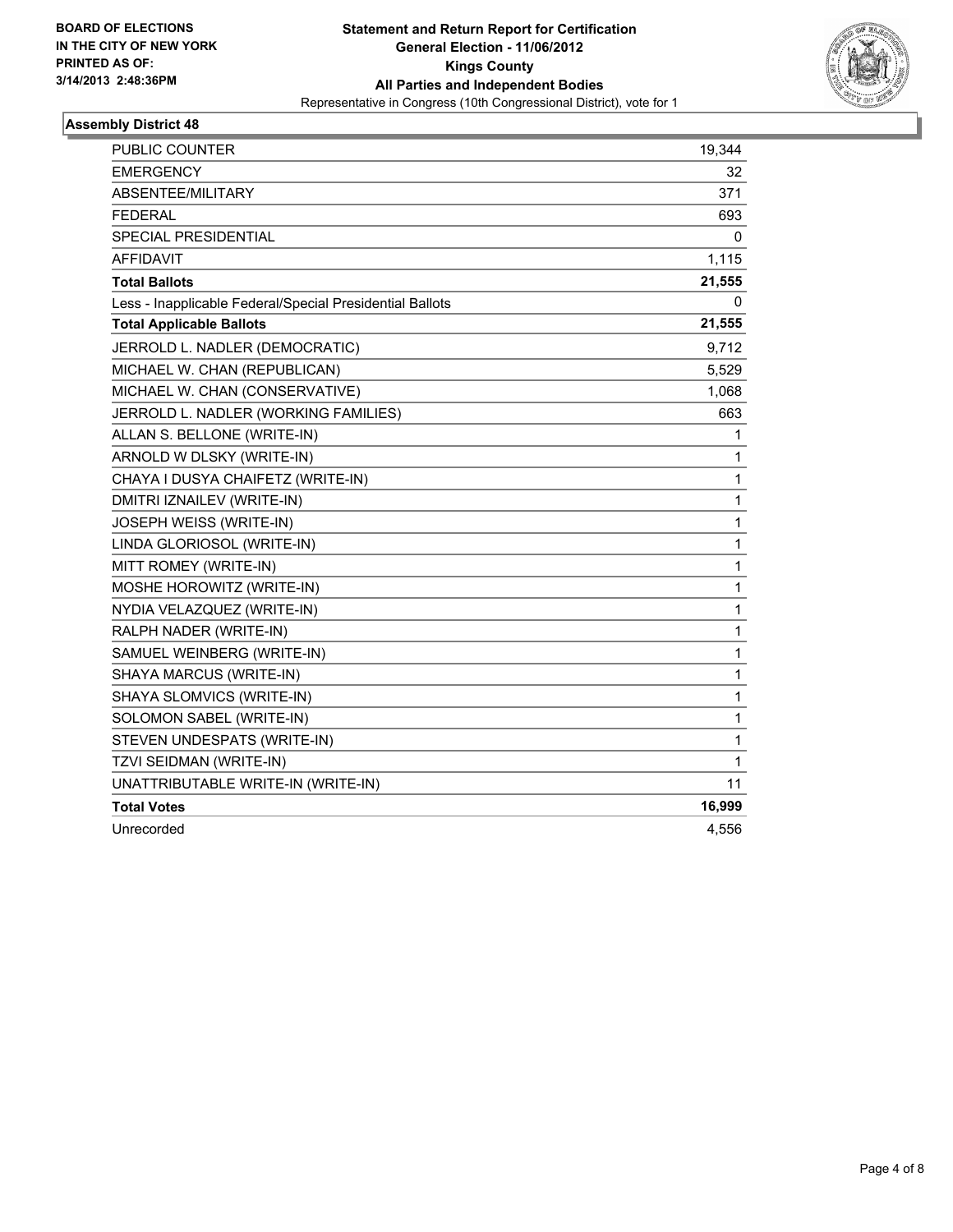**BOARD OF ELECTIONS IN THE CITY OF NEW YORK PRINTED AS OF: 3/14/2013 2:48:36PM**

**Statement and Return Report for Certification**
**General Election - 11/06/2012**
**Kings County**
**All Parties and Independent Bodies**
Representative in Congress (10th Congressional District), vote for 1

### Assembly District 48

| | |
|---|---|
| PUBLIC COUNTER | 19,344 |
| EMERGENCY | 32 |
| ABSENTEE/MILITARY | 371 |
| FEDERAL | 693 |
| SPECIAL PRESIDENTIAL | 0 |
| AFFIDAVIT | 1,115 |
| **Total Ballots** | **21,555** |
| Less - Inapplicable Federal/Special Presidential Ballots | 0 |
| **Total Applicable Ballots** | **21,555** |
| JERROLD L. NADLER (DEMOCRATIC) | 9,712 |
| MICHAEL W. CHAN (REPUBLICAN) | 5,529 |
| MICHAEL W. CHAN (CONSERVATIVE) | 1,068 |
| JERROLD L. NADLER (WORKING FAMILIES) | 663 |
| ALLAN S. BELLONE (WRITE-IN) | 1 |
| ARNOLD W DLSKY (WRITE-IN) | 1 |
| CHAYA I DUSYA CHAIFETZ (WRITE-IN) | 1 |
| DMITRI IZNAILEV (WRITE-IN) | 1 |
| JOSEPH WEISS (WRITE-IN) | 1 |
| LINDA GLORIOSOL (WRITE-IN) | 1 |
| MITT ROMEY (WRITE-IN) | 1 |
| MOSHE HOROWITZ (WRITE-IN) | 1 |
| NYDIA VELAZQUEZ (WRITE-IN) | 1 |
| RALPH NADER (WRITE-IN) | 1 |
| SAMUEL WEINBERG (WRITE-IN) | 1 |
| SHAYA MARCUS (WRITE-IN) | 1 |
| SHAYA SLOMVICS (WRITE-IN) | 1 |
| SOLOMON SABEL (WRITE-IN) | 1 |
| STEVEN UNDESPATS (WRITE-IN) | 1 |
| TZVI SEIDMAN (WRITE-IN) | 1 |
| UNATTRIBUTABLE WRITE-IN (WRITE-IN) | 11 |
| **Total Votes** | **16,999** |
| Unrecorded | 4,556 |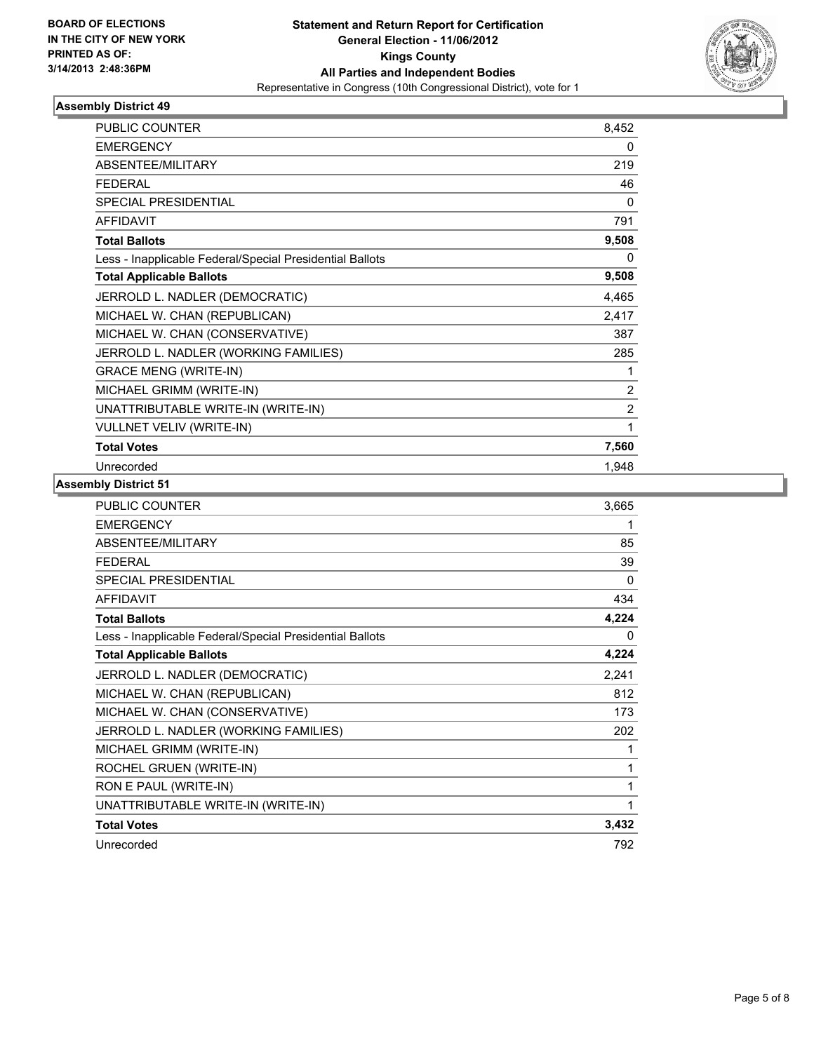**BOARD OF ELECTIONS IN THE CITY OF NEW YORK PRINTED AS OF: 3/14/2013 2:48:36PM**

# Statement and Return Report for Certification
## General Election - 11/06/2012
## Kings County
## All Parties and Independent Bodies
Representative in Congress (10th Congressional District), vote for 1

### Assembly District 49

| | |
|---|---|
| PUBLIC COUNTER | 8,452 |
| EMERGENCY | 0 |
| ABSENTEE/MILITARY | 219 |
| FEDERAL | 46 |
| SPECIAL PRESIDENTIAL | 0 |
| AFFIDAVIT | 791 |
| **Total Ballots** | **9,508** |
| Less - Inapplicable Federal/Special Presidential Ballots | 0 |
| **Total Applicable Ballots** | **9,508** |
| JERROLD L. NADLER (DEMOCRATIC) | 4,465 |
| MICHAEL W. CHAN (REPUBLICAN) | 2,417 |
| MICHAEL W. CHAN (CONSERVATIVE) | 387 |
| JERROLD L. NADLER (WORKING FAMILIES) | 285 |
| GRACE MENG (WRITE-IN) | 1 |
| MICHAEL GRIMM (WRITE-IN) | 2 |
| UNATTRIBUTABLE WRITE-IN (WRITE-IN) | 2 |
| VULLNET VELIV (WRITE-IN) | 1 |
| **Total Votes** | **7,560** |
| Unrecorded | 1,948 |

### Assembly District 51

| | |
|---|---|
| PUBLIC COUNTER | 3,665 |
| EMERGENCY | 1 |
| ABSENTEE/MILITARY | 85 |
| FEDERAL | 39 |
| SPECIAL PRESIDENTIAL | 0 |
| AFFIDAVIT | 434 |
| **Total Ballots** | **4,224** |
| Less - Inapplicable Federal/Special Presidential Ballots | 0 |
| **Total Applicable Ballots** | **4,224** |
| JERROLD L. NADLER (DEMOCRATIC) | 2,241 |
| MICHAEL W. CHAN (REPUBLICAN) | 812 |
| MICHAEL W. CHAN (CONSERVATIVE) | 173 |
| JERROLD L. NADLER (WORKING FAMILIES) | 202 |
| MICHAEL GRIMM (WRITE-IN) | 1 |
| ROCHEL GRUEN (WRITE-IN) | 1 |
| RON E PAUL (WRITE-IN) | 1 |
| UNATTRIBUTABLE WRITE-IN (WRITE-IN) | 1 |
| **Total Votes** | **3,432** |
| Unrecorded | 792 |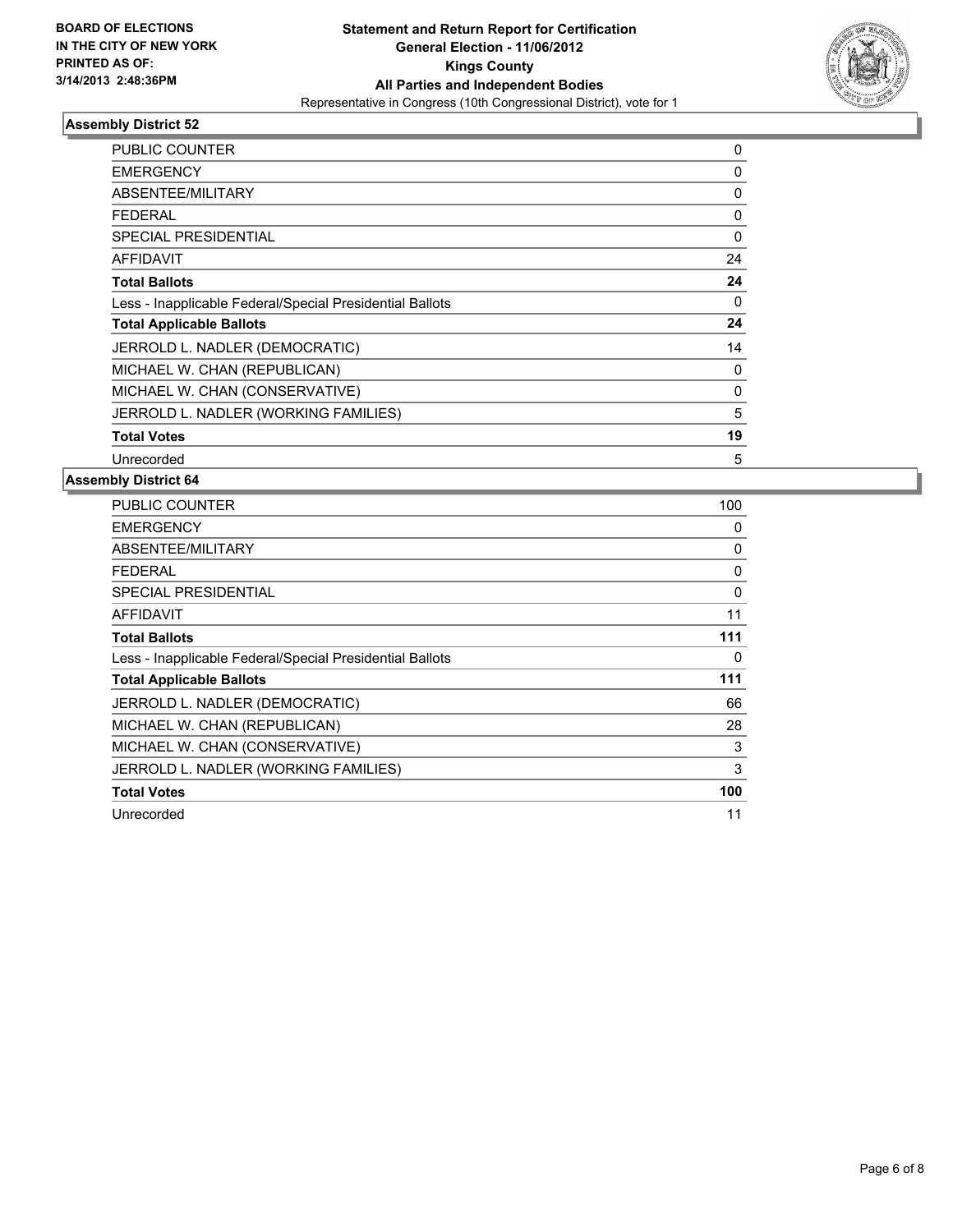**BOARD OF ELECTIONS IN THE CITY OF NEW YORK PRINTED AS OF: 3/14/2013 2:48:36PM**

**Statement and Return Report for Certification**
**General Election - 11/06/2012**
**Kings County**
**All Parties and Independent Bodies**
Representative in Congress (10th Congressional District), vote for 1

### Assembly District 52

| | |
|---|---|
| PUBLIC COUNTER | 0 |
| EMERGENCY | 0 |
| ABSENTEE/MILITARY | 0 |
| FEDERAL | 0 |
| SPECIAL PRESIDENTIAL | 0 |
| AFFIDAVIT | 24 |
| **Total Ballots** | **24** |
| Less - Inapplicable Federal/Special Presidential Ballots | 0 |
| **Total Applicable Ballots** | **24** |
| JERROLD L. NADLER (DEMOCRATIC) | 14 |
| MICHAEL W. CHAN (REPUBLICAN) | 0 |
| MICHAEL W. CHAN (CONSERVATIVE) | 0 |
| JERROLD L. NADLER (WORKING FAMILIES) | 5 |
| **Total Votes** | **19** |
| Unrecorded | 5 |

### Assembly District 64

| | |
|---|---|
| PUBLIC COUNTER | 100 |
| EMERGENCY | 0 |
| ABSENTEE/MILITARY | 0 |
| FEDERAL | 0 |
| SPECIAL PRESIDENTIAL | 0 |
| AFFIDAVIT | 11 |
| **Total Ballots** | **111** |
| Less - Inapplicable Federal/Special Presidential Ballots | 0 |
| **Total Applicable Ballots** | **111** |
| JERROLD L. NADLER (DEMOCRATIC) | 66 |
| MICHAEL W. CHAN (REPUBLICAN) | 28 |
| MICHAEL W. CHAN (CONSERVATIVE) | 3 |
| JERROLD L. NADLER (WORKING FAMILIES) | 3 |
| **Total Votes** | **100** |
| Unrecorded | 11 |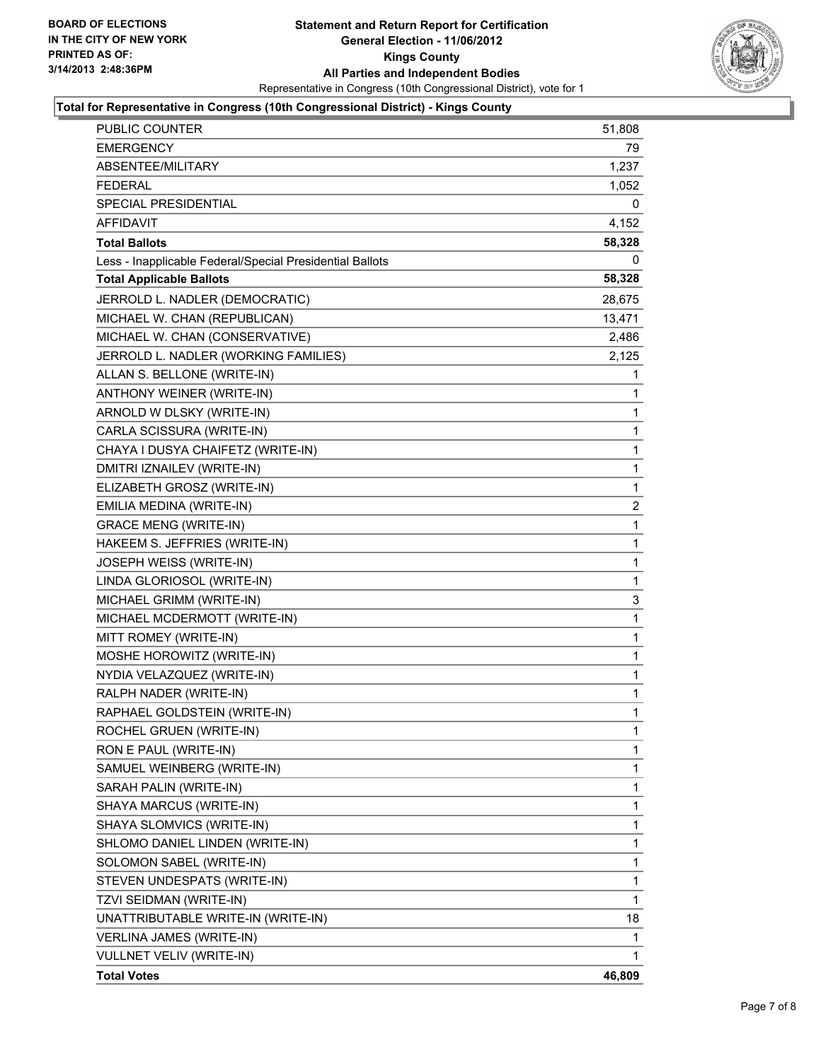**BOARD OF ELECTIONS IN THE CITY OF NEW YORK PRINTED AS OF: 3/14/2013 2:48:36PM**

# Statement and Return Report for Certification
## General Election - 11/06/2012
## Kings County
## All Parties and Independent Bodies

Representative in Congress (10th Congressional District), vote for 1

### Total for Representative in Congress (10th Congressional District) - Kings County

| | |
|---|---|
| PUBLIC COUNTER | 51,808 |
| EMERGENCY | 79 |
| ABSENTEE/MILITARY | 1,237 |
| FEDERAL | 1,052 |
| SPECIAL PRESIDENTIAL | 0 |
| AFFIDAVIT | 4,152 |
| **Total Ballots** | **58,328** |
| Less - Inapplicable Federal/Special Presidential Ballots | 0 |
| **Total Applicable Ballots** | **58,328** |
| JERROLD L. NADLER (DEMOCRATIC) | 28,675 |
| MICHAEL W. CHAN (REPUBLICAN) | 13,471 |
| MICHAEL W. CHAN (CONSERVATIVE) | 2,486 |
| JERROLD L. NADLER (WORKING FAMILIES) | 2,125 |
| ALLAN S. BELLONE (WRITE-IN) | 1 |
| ANTHONY WEINER (WRITE-IN) | 1 |
| ARNOLD W DLSKY (WRITE-IN) | 1 |
| CARLA SCISSURA (WRITE-IN) | 1 |
| CHAYA I DUSYA CHAIFETZ (WRITE-IN) | 1 |
| DMITRI IZNAILEV (WRITE-IN) | 1 |
| ELIZABETH GROSZ (WRITE-IN) | 1 |
| EMILIA MEDINA (WRITE-IN) | 2 |
| GRACE MENG (WRITE-IN) | 1 |
| HAKEEM S. JEFFRIES (WRITE-IN) | 1 |
| JOSEPH WEISS (WRITE-IN) | 1 |
| LINDA GLORIOSOL (WRITE-IN) | 1 |
| MICHAEL GRIMM (WRITE-IN) | 3 |
| MICHAEL MCDERMOTT (WRITE-IN) | 1 |
| MITT ROMEY (WRITE-IN) | 1 |
| MOSHE HOROWITZ (WRITE-IN) | 1 |
| NYDIA VELAZQUEZ (WRITE-IN) | 1 |
| RALPH NADER (WRITE-IN) | 1 |
| RAPHAEL GOLDSTEIN (WRITE-IN) | 1 |
| ROCHEL GRUEN (WRITE-IN) | 1 |
| RON E PAUL (WRITE-IN) | 1 |
| SAMUEL WEINBERG (WRITE-IN) | 1 |
| SARAH PALIN (WRITE-IN) | 1 |
| SHAYA MARCUS (WRITE-IN) | 1 |
| SHAYA SLOMVICS (WRITE-IN) | 1 |
| SHLOMO DANIEL LINDEN (WRITE-IN) | 1 |
| SOLOMON SABEL (WRITE-IN) | 1 |
| STEVEN UNDESPATS (WRITE-IN) | 1 |
| TZVI SEIDMAN (WRITE-IN) | 1 |
| UNATTRIBUTABLE WRITE-IN (WRITE-IN) | 18 |
| VERLINA JAMES (WRITE-IN) | 1 |
| VULLNET VELIV (WRITE-IN) | 1 |
| **Total Votes** | **46,809** |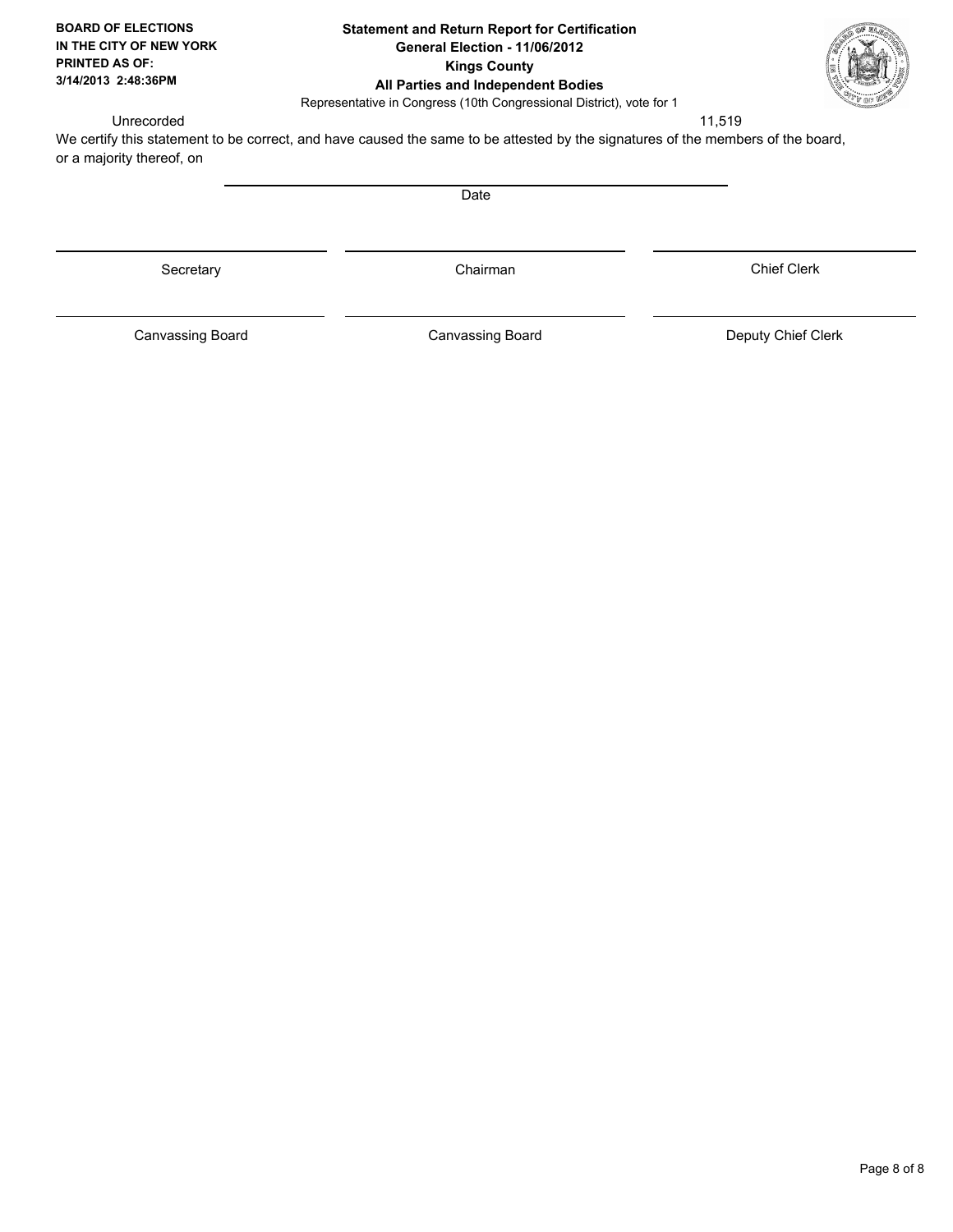**BOARD OF ELECTIONS IN THE CITY OF NEW YORK PRINTED AS OF: 3/14/2013 2:48:36PM**

**Statement and Return Report for Certification**
**General Election - 11/06/2012**
**Kings County**
**All Parties and Independent Bodies**
Representative in Congress (10th Congressional District), vote for 1

| | |
|---|---|
| Unrecorded | 11,519 |

We certify this statement to be correct, and have caused the same to be attested by the signatures of the members of the board, or a majority thereof, on

Date

| | | |
|---|---|---|
| Secretary | Chairman | Chief Clerk |
| Canvassing Board | Canvassing Board | Deputy Chief Clerk |